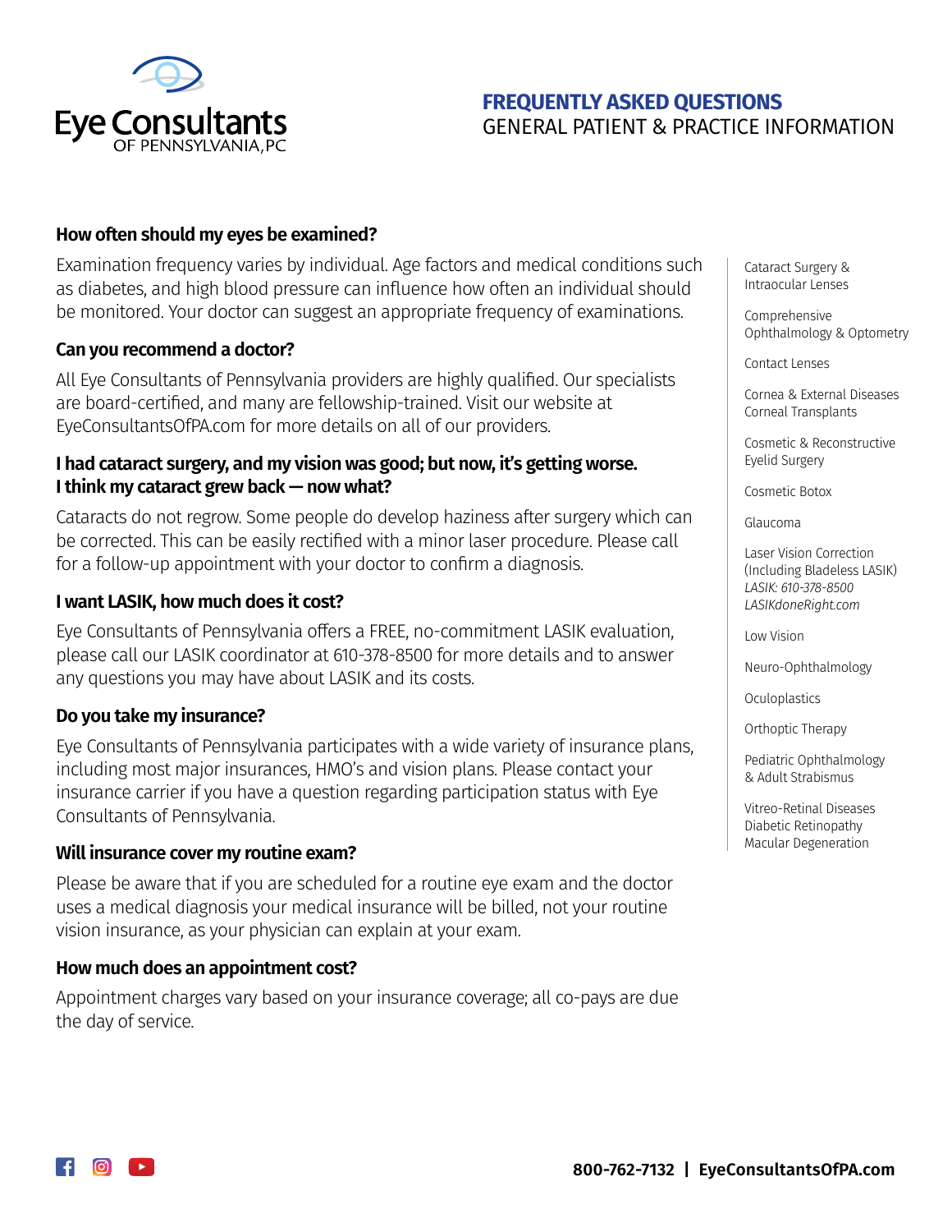# Eye Consultants OF PENNSYLVANIA, PC

## FREQUENTLY ASKED QUESTIONS
## GENERAL PATIENT & PRACTICE INFORMATION

### How often should my eyes be examined?

Examination frequency varies by individual. Age factors and medical conditions such as diabetes, and high blood pressure can influence how often an individual should be monitored. Your doctor can suggest an appropriate frequency of examinations.

### Can you recommend a doctor?

All Eye Consultants of Pennsylvania providers are highly qualified. Our specialists are board-certified, and many are fellowship-trained. Visit our website at EyeConsultantsOfPA.com for more details on all of our providers.

### I had cataract surgery, and my vision was good; but now, it's getting worse. I think my cataract grew back — now what?

Cataracts do not regrow. Some people do develop haziness after surgery which can be corrected. This can be easily rectified with a minor laser procedure. Please call for a follow-up appointment with your doctor to confirm a diagnosis.

### I want LASIK, how much does it cost?

Eye Consultants of Pennsylvania offers a FREE, no-commitment LASIK evaluation, please call our LASIK coordinator at 610-378-8500 for more details and to answer any questions you may have about LASIK and its costs.

### Do you take my insurance?

Eye Consultants of Pennsylvania participates with a wide variety of insurance plans, including most major insurances, HMO's and vision plans. Please contact your insurance carrier if you have a question regarding participation status with Eye Consultants of Pennsylvania.

### Will insurance cover my routine exam?

Please be aware that if you are scheduled for a routine eye exam and the doctor uses a medical diagnosis your medical insurance will be billed, not your routine vision insurance, as your physician can explain at your exam.

### How much does an appointment cost?

Appointment charges vary based on your insurance coverage; all co-pays are due the day of service.

---

- Cataract Surgery & Intraocular Lenses
- Comprehensive Ophthalmology & Optometry
- Contact Lenses
- Cornea & External Diseases Corneal Transplants
- Cosmetic & Reconstructive Eyelid Surgery
- Cosmetic Botox
- Glaucoma
- Laser Vision Correction (Including Bladeless LASIK) *LASIK: 610-378-8500* *LASIKdoneRight.com*
- Low Vision
- Neuro-Ophthalmology
- Oculoplastics
- Orthoptic Therapy
- Pediatric Ophthalmology & Adult Strabismus
- Vitreo-Retinal Diseases Diabetic Retinopathy Macular Degeneration

**800-762-7132 | EyeConsultantsOfPA.com**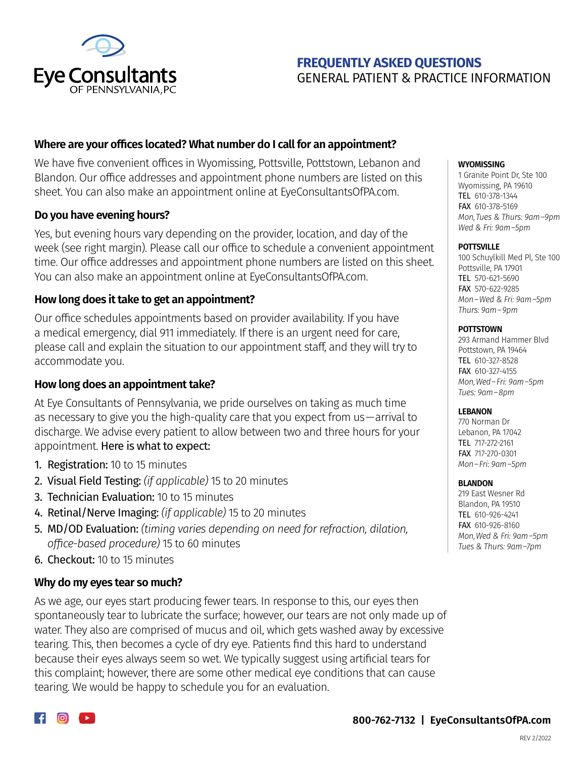Eye Consultants OF PENNSYLVANIA, PC

# FREQUENTLY ASKED QUESTIONS
## GENERAL PATIENT & PRACTICE INFORMATION

### Where are your offices located? What number do I call for an appointment?

We have five convenient offices in Wyomissing, Pottsville, Pottstown, Lebanon and Blandon. Our office addresses and appointment phone numbers are listed on this sheet. You can also make an appointment online at EyeConsultantsOfPA.com.

### Do you have evening hours?

Yes, but evening hours vary depending on the provider, location, and day of the week (see right margin). Please call our office to schedule a convenient appointment time. Our office addresses and appointment phone numbers are listed on this sheet. You can also make an appointment online at EyeConsultantsOfPA.com.

### How long does it take to get an appointment?

Our office schedules appointments based on provider availability. If you have a medical emergency, dial 911 immediately. If there is an urgent need for care, please call and explain the situation to our appointment staff, and they will try to accommodate you.

### How long does an appointment take?

At Eye Consultants of Pennsylvania, we pride ourselves on taking as much time as necessary to give you the high-quality care that you expect from us—arrival to discharge. We advise every patient to allow between two and three hours for your appointment. Here is what to expect:

1. **Registration:** 10 to 15 minutes
2. **Visual Field Testing:** *(if applicable)* 15 to 20 minutes
3. **Technician Evaluation:** 10 to 15 minutes
4. **Retinal/Nerve Imaging:** *(if applicable)* 15 to 20 minutes
5. **MD/OD Evaluation:** *(timing varies depending on need for refraction, dilation, office-based procedure)* 15 to 60 minutes
6. **Checkout:** 10 to 15 minutes

### Why do my eyes tear so much?

As we age, our eyes start producing fewer tears. In response to this, our eyes then spontaneously tear to lubricate the surface; however, our tears are not only made up of water. They also are comprised of mucus and oil, which gets washed away by excessive tearing. This, then becomes a cycle of dry eye. Patients find this hard to understand because their eyes always seem so wet. We typically suggest using artificial tears for this complaint; however, there are some other medical eye conditions that can cause tearing. We would be happy to schedule you for an evaluation.

**WYOMISSING**
1 Granite Point Dr, Ste 100
Wyomissing, PA 19610
**TEL** 610-378-1344
**FAX** 610-378-5169
*Mon, Tues & Thurs: 9am–9pm*
*Wed & Fri: 9am–5pm*

**POTTSVILLE**
100 Schuylkill Med Pl, Ste 100
Pottsville, PA 17901
**TEL** 570-621-5690
**FAX** 570-622-9285
*Mon–Wed & Fri: 9am–5pm*
*Thurs: 9am–9pm*

**POTTSTOWN**
293 Armand Hammer Blvd
Pottstown, PA 19464
**TEL** 610-327-8528
**FAX** 610-327-4155
*Mon, Wed–Fri: 9am–5pm*
*Tues: 9am–8pm*

**LEBANON**
770 Norman Dr
Lebanon, PA 17042
**TEL** 717-272-2161
**FAX** 717-270-0301
*Mon–Fri: 9am–5pm*

**BLANDON**
219 East Wesner Rd
Blandon, PA 19510
**TEL** 610-926-4241
**FAX** 610-926-8160
*Mon, Wed & Fri: 9am–5pm*
*Tues & Thurs: 9am–7pm*

**800-762-7132 | EyeConsultantsOfPA.com**

REV 2/2022